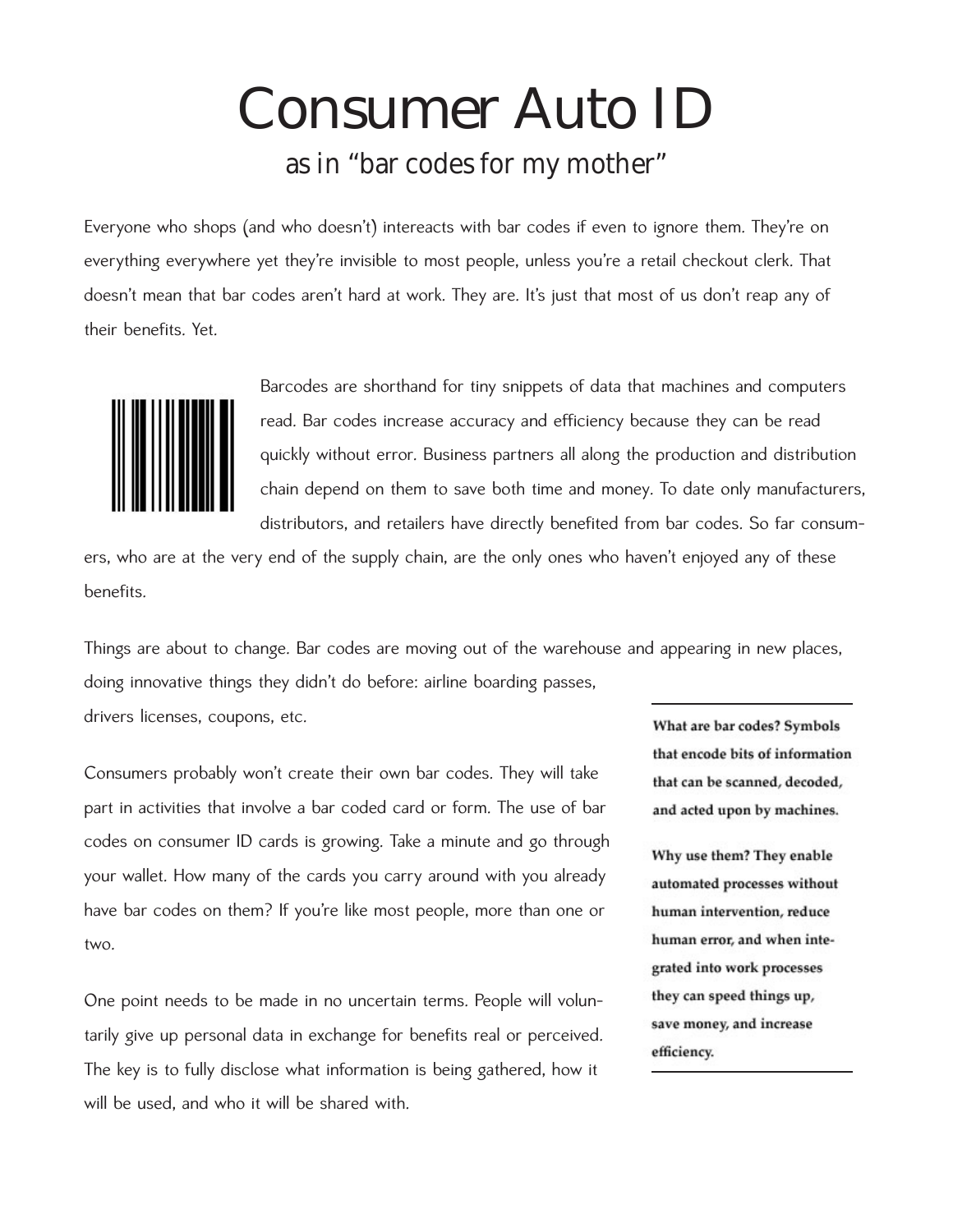# Consumer Auto ID

## as in "bar codes for my mother"

Everyone who shops (and who doesn't) intereacts with bar codes if even to ignore them. They're on everything everywhere yet they're invisible to most people, unless you're a retail checkout clerk. That doesn't mean that bar codes aren't hard at work. They are. It's just that most of us don't reap any of their benefits. Yet.

Barcodes are shorthand for tiny snippets of data that machines and computers read. Bar codes increase accuracy and efficiency because they can be read quickly without error. Business partners all along the production and distribution chain depend on them to save both time and money. To date only manufacturers, distributors, and retailers have directly benefited from bar codes. So far consumers, who are at the very end of the supply chain, are the only ones who haven't enjoyed any of these benefits.

Things are about to change. Bar codes are moving out of the warehouse and appearing in new places, doing innovative things they didn't do before: airline boarding passes, drivers licenses, coupons, etc.

**What are bar codes? Symbols that encode bits of information that can be scanned, decoded, and acted upon by machines.**

**Why use them? They enable automated processes without human intervention, reduce human error, and when integrated into work processes they can speed things up, save money, and increase efficiency.**

Consumers probably won't create their own bar codes. They will take part in activities that involve a bar coded card or form. The use of bar codes on consumer ID cards is growing. Take a minute and go through your wallet. How many of the cards you carry around with you already have bar codes on them? If you're like most people, more than one or two.

One point needs to be made in no uncertain terms. People will voluntarily give up personal data in exchange for benefits real or perceived. The key is to fully disclose what information is being gathered, how it will be used, and who it will be shared with.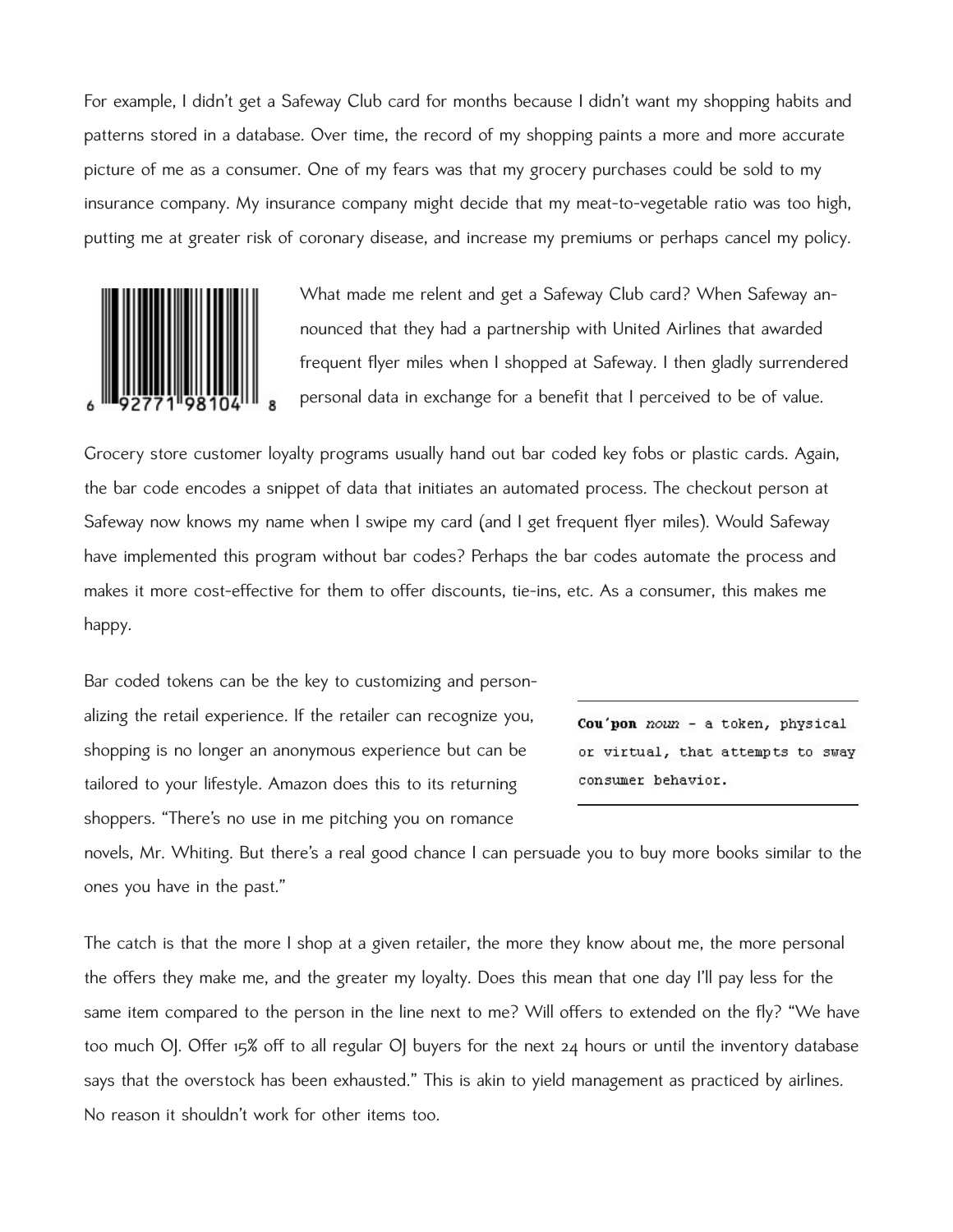For example, I didn't get a Safeway Club card for months because I didn't want my shopping habits and patterns stored in a database. Over time, the record of my shopping paints a more and more accurate picture of me as a consumer. One of my fears was that my grocery purchases could be sold to my insurance company. My insurance company might decide that my meat-to-vegetable ratio was too high, putting me at greater risk of coronary disease, and increase my premiums or perhaps cancel my policy.

6 92771 98104 8

What made me relent and get a Safeway Club card? When Safeway announced that they had a partnership with United Airlines that awarded frequent flyer miles when I shopped at Safeway. I then gladly surrendered personal data in exchange for a benefit that I perceived to be of value.

Grocery store customer loyalty programs usually hand out bar coded key fobs or plastic cards. Again, the bar code encodes a snippet of data that initiates an automated process. The checkout person at Safeway now knows my name when I swipe my card (and I get frequent flyer miles). Would Safeway have implemented this program without bar codes? Perhaps the bar codes automate the process and makes it more cost-effective for them to offer discounts, tie-ins, etc. As a consumer, this makes me happy.

> **Cou'pon** *noun* - a token, physical or virtual, that attempts to sway consumer behavior.

Bar coded tokens can be the key to customizing and personalizing the retail experience. If the retailer can recognize you, shopping is no longer an anonymous experience but can be tailored to your lifestyle. Amazon does this to its returning shoppers. "There's no use in me pitching you on romance novels, Mr. Whiting. But there's a real good chance I can persuade you to buy more books similar to the ones you have in the past."

The catch is that the more I shop at a given retailer, the more they know about me, the more personal the offers they make me, and the greater my loyalty. Does this mean that one day I'll pay less for the same item compared to the person in the line next to me? Will offers to extended on the fly? "We have too much OJ. Offer 15% off to all regular OJ buyers for the next 24 hours or until the inventory database says that the overstock has been exhausted." This is akin to yield management as practiced by airlines. No reason it shouldn't work for other items too.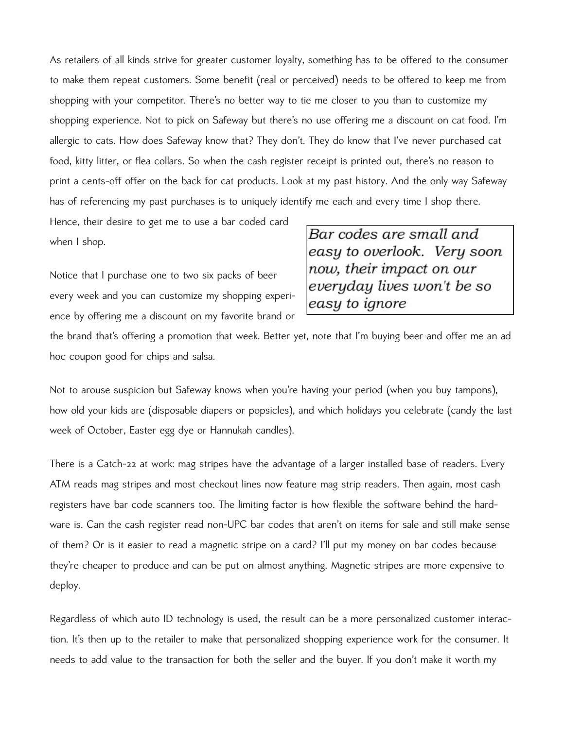As retailers of all kinds strive for greater customer loyalty, something has to be offered to the consumer to make them repeat customers. Some benefit (real or perceived) needs to be offered to keep me from shopping with your competitor. There's no better way to tie me closer to you than to customize my shopping experience. Not to pick on Safeway but there's no use offering me a discount on cat food. I'm allergic to cats. How does Safeway know that? They don't. They do know that I've never purchased cat food, kitty litter, or flea collars. So when the cash register receipt is printed out, there's no reason to print a cents-off offer on the back for cat products. Look at my past history. And the only way Safeway has of referencing my past purchases is to uniquely identify me each and every time I shop there. Hence, their desire to get me to use a bar coded card when I shop.

> *Bar codes are small and easy to overlook. Very soon now, their impact on our everyday lives won't be so easy to ignore*

Notice that I purchase one to two six packs of beer every week and you can customize my shopping experience by offering me a discount on my favorite brand or the brand that's offering a promotion that week. Better yet, note that I'm buying beer and offer me an ad hoc coupon good for chips and salsa.

Not to arouse suspicion but Safeway knows when you're having your period (when you buy tampons), how old your kids are (disposable diapers or popsicles), and which holidays you celebrate (candy the last week of October, Easter egg dye or Hannukah candles).

There is a Catch-22 at work: mag stripes have the advantage of a larger installed base of readers. Every ATM reads mag stripes and most checkout lines now feature mag strip readers. Then again, most cash registers have bar code scanners too. The limiting factor is how flexible the software behind the hardware is. Can the cash register read non-UPC bar codes that aren't on items for sale and still make sense of them? Or is it easier to read a magnetic stripe on a card? I'll put my money on bar codes because they're cheaper to produce and can be put on almost anything. Magnetic stripes are more expensive to deploy.

Regardless of which auto ID technology is used, the result can be a more personalized customer interaction. It's then up to the retailer to make that personalized shopping experience work for the consumer. It needs to add value to the transaction for both the seller and the buyer. If you don't make it worth my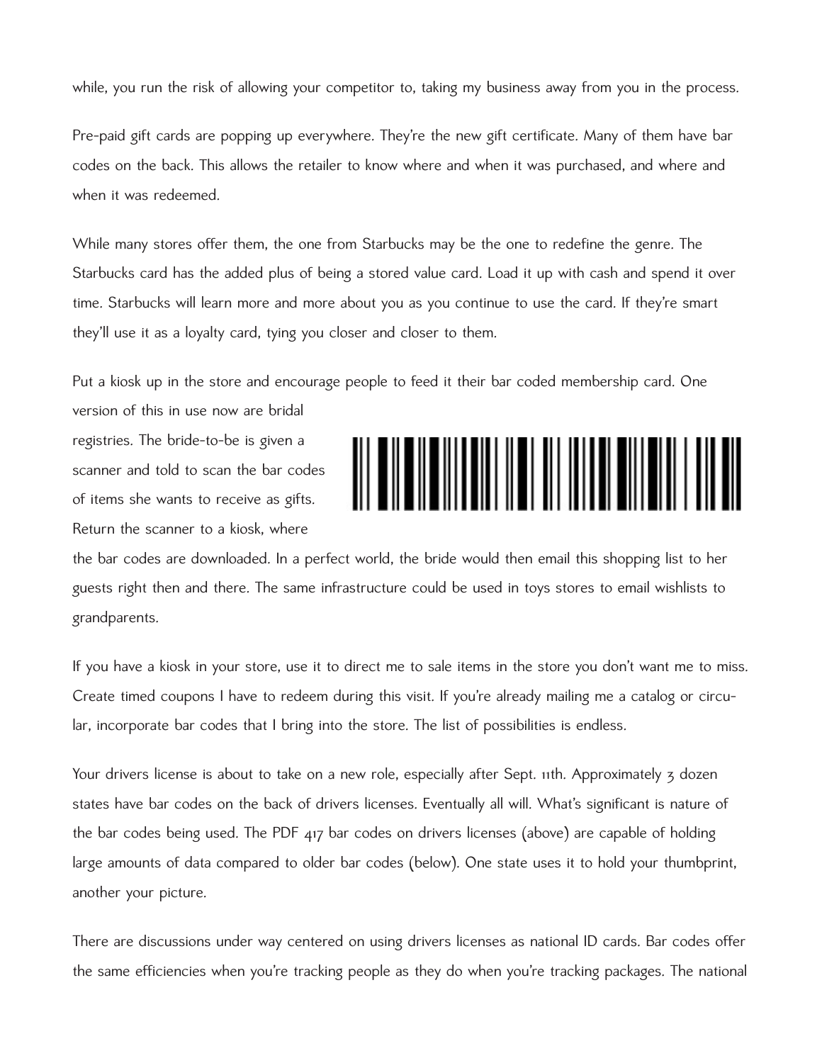while, you run the risk of allowing your competitor to, taking my business away from you in the process.

Pre-paid gift cards are popping up everywhere. They're the new gift certificate. Many of them have bar codes on the back. This allows the retailer to know where and when it was purchased, and where and when it was redeemed.

While many stores offer them, the one from Starbucks may be the one to redefine the genre. The Starbucks card has the added plus of being a stored value card. Load it up with cash and spend it over time. Starbucks will learn more and more about you as you continue to use the card. If they're smart they'll use it as a loyalty card, tying you closer and closer to them.

Put a kiosk up in the store and encourage people to feed it their bar coded membership card. One version of this in use now are bridal registries. The bride-to-be is given a scanner and told to scan the bar codes of items she wants to receive as gifts. Return the scanner to a kiosk, where the bar codes are downloaded. In a perfect world, the bride would then email this shopping list to her guests right then and there. The same infrastructure could be used in toys stores to email wishlists to grandparents.

If you have a kiosk in your store, use it to direct me to sale items in the store you don't want me to miss. Create timed coupons I have to redeem during this visit. If you're already mailing me a catalog or circular, incorporate bar codes that I bring into the store. The list of possibilities is endless.

Your drivers license is about to take on a new role, especially after Sept. 11th. Approximately 3 dozen states have bar codes on the back of drivers licenses. Eventually all will. What's significant is nature of the bar codes being used. The PDF 417 bar codes on drivers licenses (above) are capable of holding large amounts of data compared to older bar codes (below). One state uses it to hold your thumbprint, another your picture.

There are discussions under way centered on using drivers licenses as national ID cards. Bar codes offer the same efficiencies when you're tracking people as they do when you're tracking packages. The national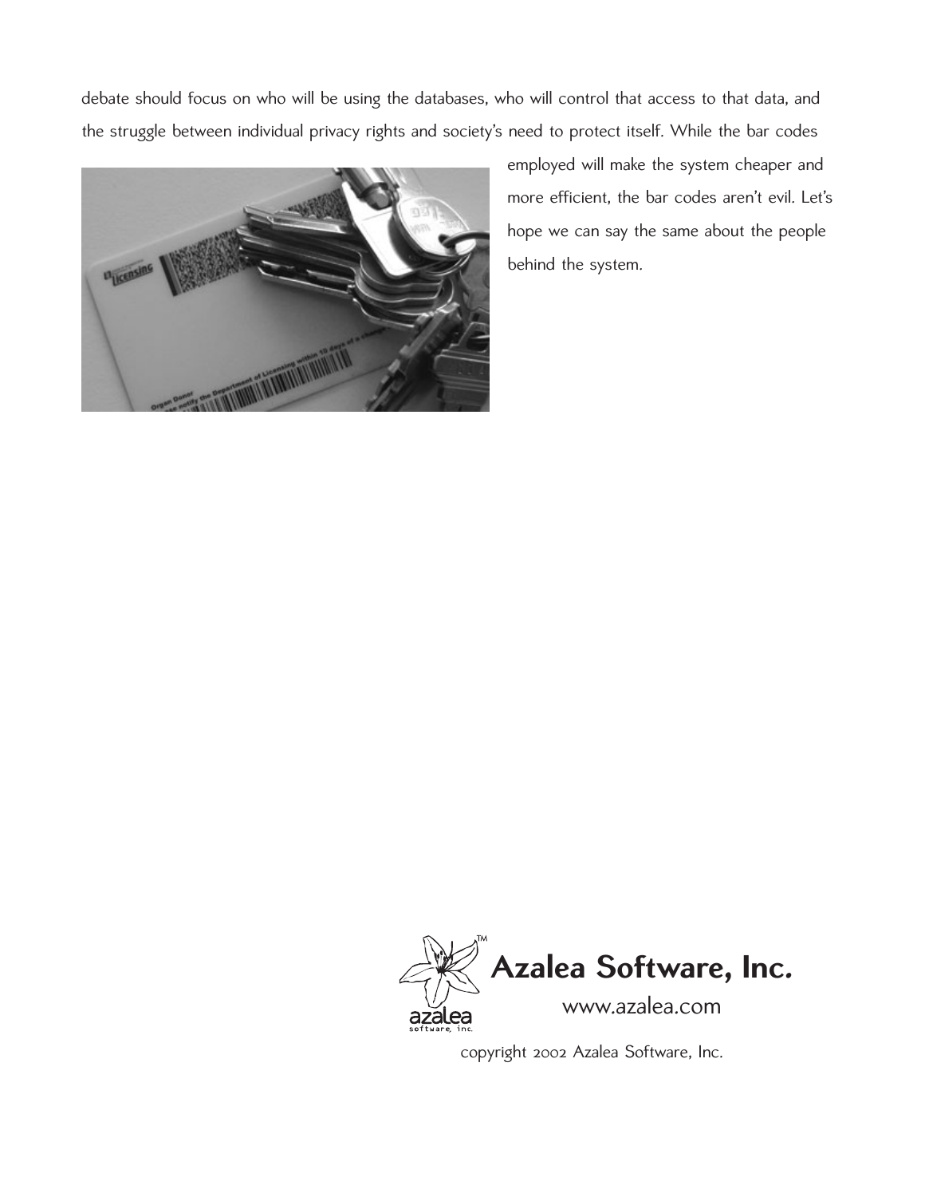debate should focus on who will be using the databases, who will control that access to that data, and the struggle between individual privacy rights and society's need to protect itself. While the bar codes employed will make the system cheaper and more efficient, the bar codes aren't evil. Let's hope we can say the same about the people behind the system.

**Azalea Software, Inc.**

www.azalea.com

copyright 2002 Azalea Software, Inc.